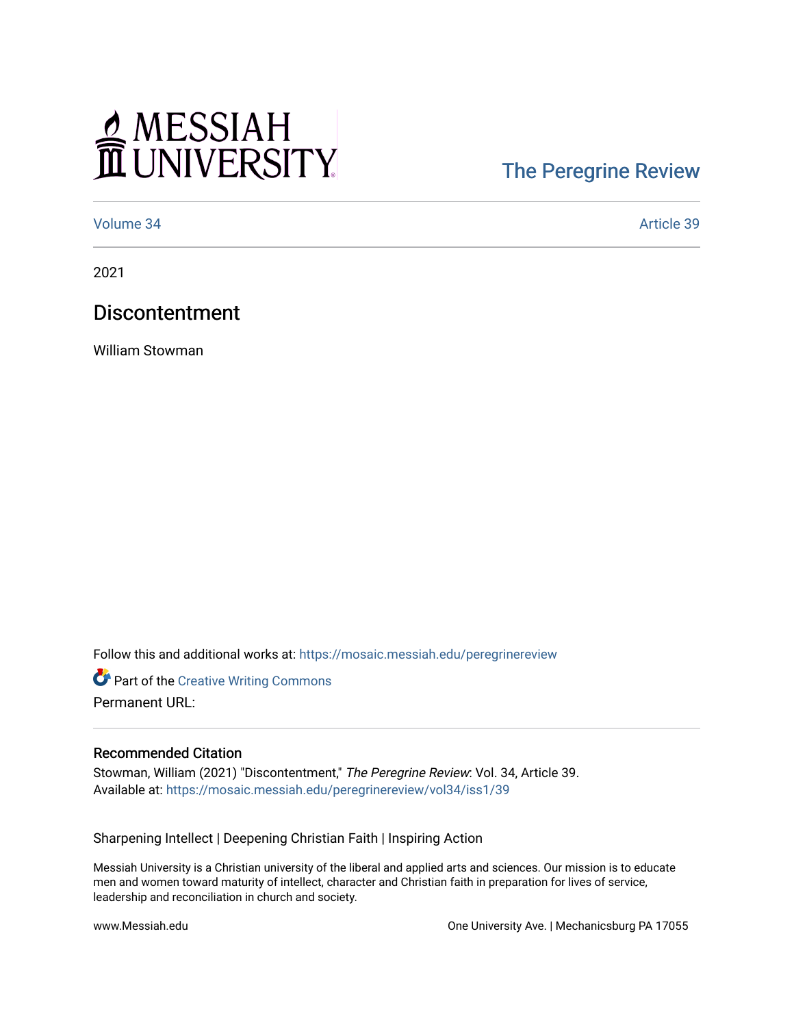MESSIAH UNIVERSITY

The Peregrine Review

Volume 34 Article 39

2021

# Discontentment

William Stowman

Follow this and additional works at: https://mosaic.messiah.edu/peregrinereview

Part of the Creative Writing Commons

Permanent URL:

## Recommended Citation

Stowman, William (2021) "Discontentment," *The Peregrine Review*: Vol. 34, Article 39.
Available at: https://mosaic.messiah.edu/peregrinereview/vol34/iss1/39

Sharpening Intellect | Deepening Christian Faith | Inspiring Action

Messiah University is a Christian university of the liberal and applied arts and sciences. Our mission is to educate men and women toward maturity of intellect, character and Christian faith in preparation for lives of service, leadership and reconciliation in church and society.

www.Messiah.edu One University Ave. | Mechanicsburg PA 17055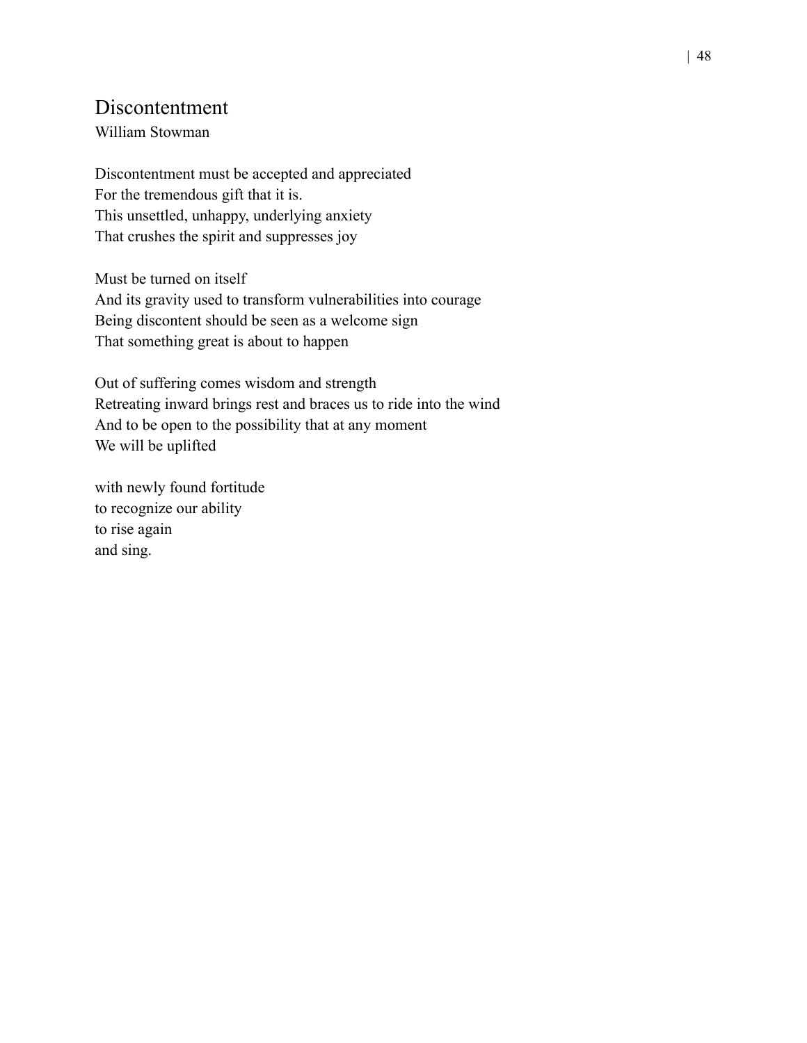# Discontentment

William Stowman

Discontentment must be accepted and appreciated
For the tremendous gift that it is.
This unsettled, unhappy, underlying anxiety
That crushes the spirit and suppresses joy

Must be turned on itself
And its gravity used to transform vulnerabilities into courage
Being discontent should be seen as a welcome sign
That something great is about to happen

Out of suffering comes wisdom and strength
Retreating inward brings rest and braces us to ride into the wind
And to be open to the possibility that at any moment
We will be uplifted

with newly found fortitude
to recognize our ability
to rise again
and sing.